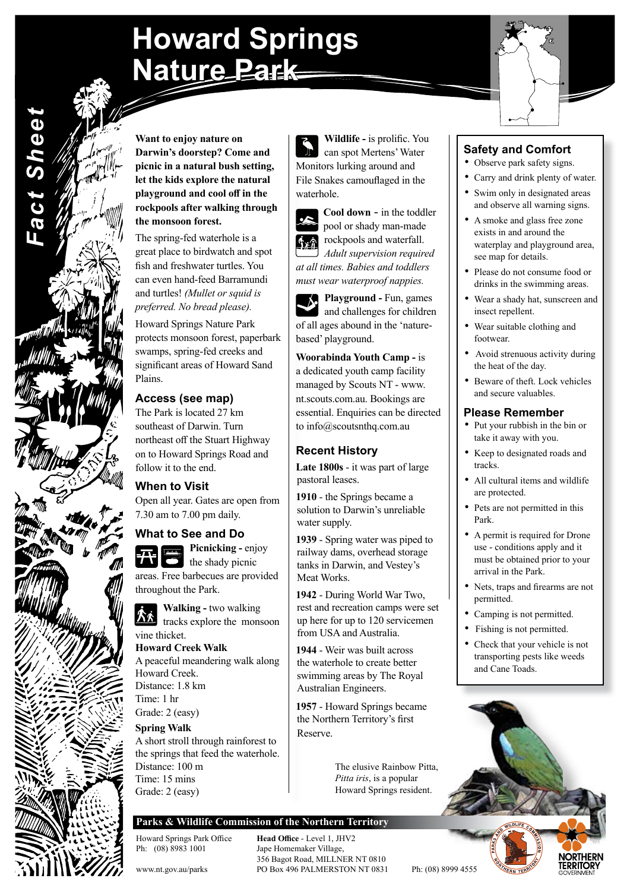# Howard Springs Nature Park

*Fact Sheet*

**Want to enjoy nature on Darwin's doorstep? Come and picnic in a natural bush setting, let the kids explore the natural playground and cool off in the rockpools after walking through the monsoon forest.**

The spring-fed waterhole is a great place to birdwatch and spot fish and freshwater turtles. You can even hand-feed Barramundi and turtles! *(Mullet or squid is preferred. No bread please).*

Howard Springs Nature Park protects monsoon forest, paperbark swamps, spring-fed creeks and significant areas of Howard Sand Plains.

## Access (see map)

The Park is located 27 km southeast of Darwin. Turn northeast off the Stuart Highway on to Howard Springs Road and follow it to the end.

## When to Visit

Open all year. Gates are open from 7.30 am to 7.00 pm daily.

## What to See and Do

**Picnicking -** enjoy the shady picnic areas. Free barbecues are provided throughout the Park.

**Walking -** two walking tracks explore the monsoon vine thicket.

**Howard Creek Walk**
A peaceful meandering walk along Howard Creek.
Distance: 1.8 km
Time: 1 hr
Grade: 2 (easy)

**Spring Walk**
A short stroll through rainforest to the springs that feed the waterhole.
Distance: 100 m
Time: 15 mins
Grade: 2 (easy)

**Wildlife -** is prolific. You can spot Mertens' Water Monitors lurking around and File Snakes camouflaged in the waterhole.

**Cool down -** in the toddler pool or shady man-made rockpools and waterfall. *Adult supervision required at all times. Babies and toddlers must wear waterproof nappies.*

**Playground -** Fun, games and challenges for children of all ages abound in the 'nature-based' playground.

**Woorabinda Youth Camp -** is a dedicated youth camp facility managed by Scouts NT - www.nt.scouts.com.au. Bookings are essential. Enquiries can be directed to info@scoutsnthq.com.au

## Recent History

**Late 1800s** - it was part of large pastoral leases.

**1910** - the Springs became a solution to Darwin's unreliable water supply.

**1939** - Spring water was piped to railway dams, overhead storage tanks in Darwin, and Vestey's Meat Works.

**1942** - During World War Two, rest and recreation camps were set up here for up to 120 servicemen from USA and Australia.

**1944** - Weir was built across the waterhole to create better swimming areas by The Royal Australian Engineers.

**1957** - Howard Springs became the Northern Territory's first Reserve.

## Safety and Comfort

- Observe park safety signs.
- Carry and drink plenty of water.
- Swim only in designated areas and observe all warning signs.
- A smoke and glass free zone exists in and around the waterplay and playground area, see map for details.
- Please do not consume food or drinks in the swimming areas.
- Wear a shady hat, sunscreen and insect repellent.
- Wear suitable clothing and footwear.
- Avoid strenuous activity during the heat of the day.
- Beware of theft. Lock vehicles and secure valuables.

## Please Remember

- Put your rubbish in the bin or take it away with you.
- Keep to designated roads and tracks.
- All cultural items and wildlife are protected.
- Pets are not permitted in this Park.
- A permit is required for Drone use - conditions apply and it must be obtained prior to your arrival in the Park.
- Nets, traps and firearms are not permitted.
- Camping is not permitted.
- Fishing is not permitted.
- Check that your vehicle is not transporting pests like weeds and Cane Toads.

The elusive Rainbow Pitta, *Pitta iris*, is a popular Howard Springs resident.

**Parks & Wildlife Commission of the Northern Territory**

Howard Springs Park Office
Ph: (08) 8983 1001

www.nt.gov.au/parks

**Head Office** - Level 1, JHV2
Jape Homemaker Village,
356 Bagot Road, MILLNER NT 0810
PO Box 496 PALMERSTON NT 0831 Ph: (08) 8999 4555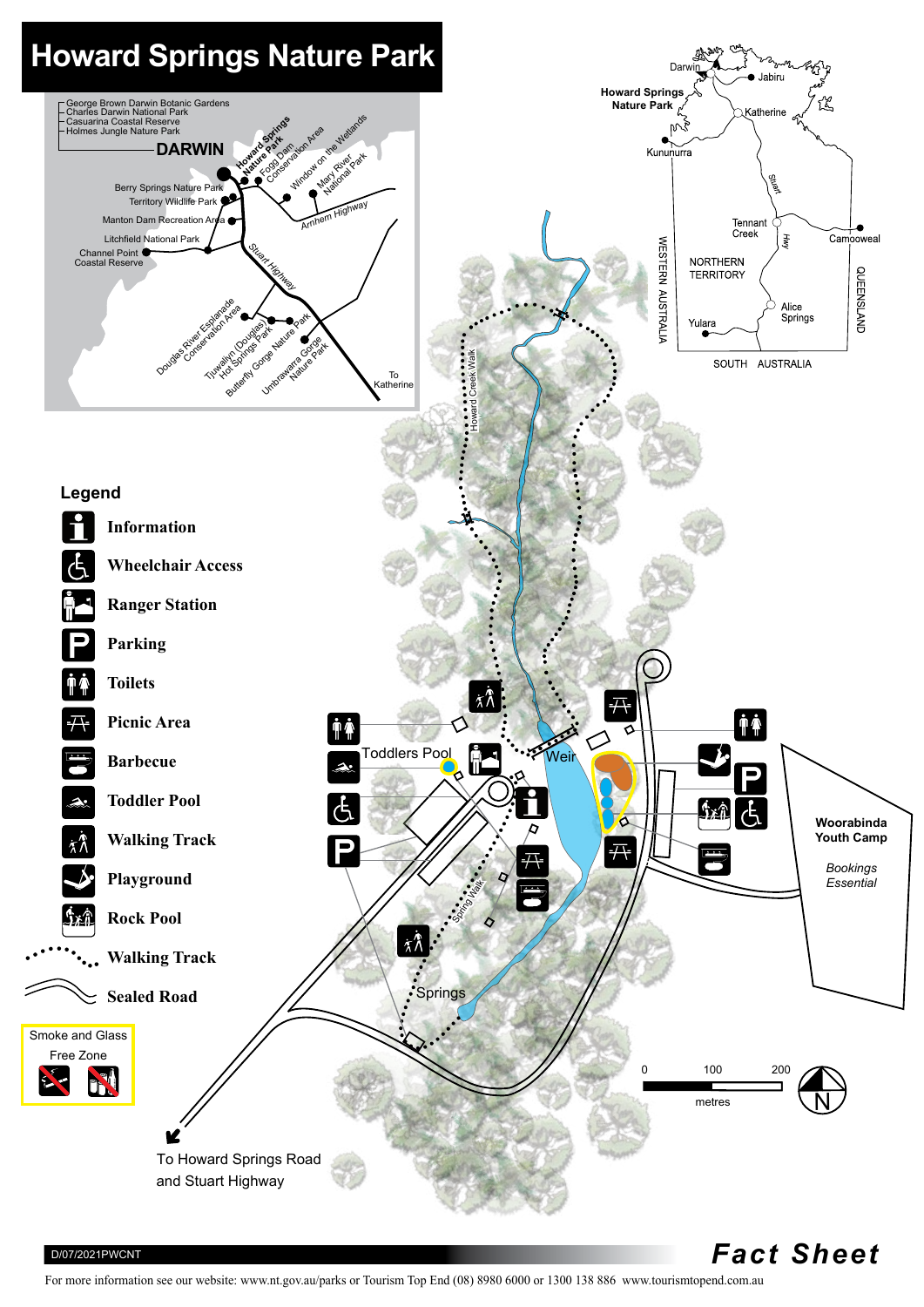# Howard Springs Nature Park

George Brown Darwin Botanic Gardens
Charles Darwin National Park
Casuarina Coastal Reserve
Holmes Jungle Nature Park

DARWIN

Howard Springs Nature Park
Fogg Dam Conservation Area
Window on the Wetlands
Mary River National Park
Berry Springs Nature Park
Territory Wildlife Park
Manton Dam Recreation Area
Arnhem Highway
Litchfield National Park
Channel Point Coastal Reserve
Stuart Highway
Douglas River Esplanade Conservation Area
Tjuwaliyn (Douglas) Hot Springs Park
Butterfly Gorge Nature Park
Umbrawarra Gorge Nature Park
To Katherine

Darwin
Jabiru
Howard Springs Nature Park
Katherine
Kununurra
Stuart Hwy
Tennant Creek
Camooweal
WESTERN AUSTRALIA
NORTHERN TERRITORY
QUEENSLAND
Alice Springs
Yulara
SOUTH AUSTRALIA

## Legend

- Information
- Wheelchair Access
- Ranger Station
- Parking
- Toilets
- Picnic Area
- Barbecue
- Toddler Pool
- Walking Track
- Playground
- Rock Pool
- Walking Track
- Sealed Road

Smoke and Glass Free Zone

Howard Creek Walk
Toddlers Pool
Weir
Spring Walk
Springs
Woorabinda Youth Camp
*Bookings Essential*

0 100 200
metres

To Howard Springs Road and Stuart Highway

D/07/2021PWCNT

**Fact Sheet**

For more information see our website: www.nt.gov.au/parks or Tourism Top End (08) 8980 6000 or 1300 138 886 www.tourismtopend.com.au